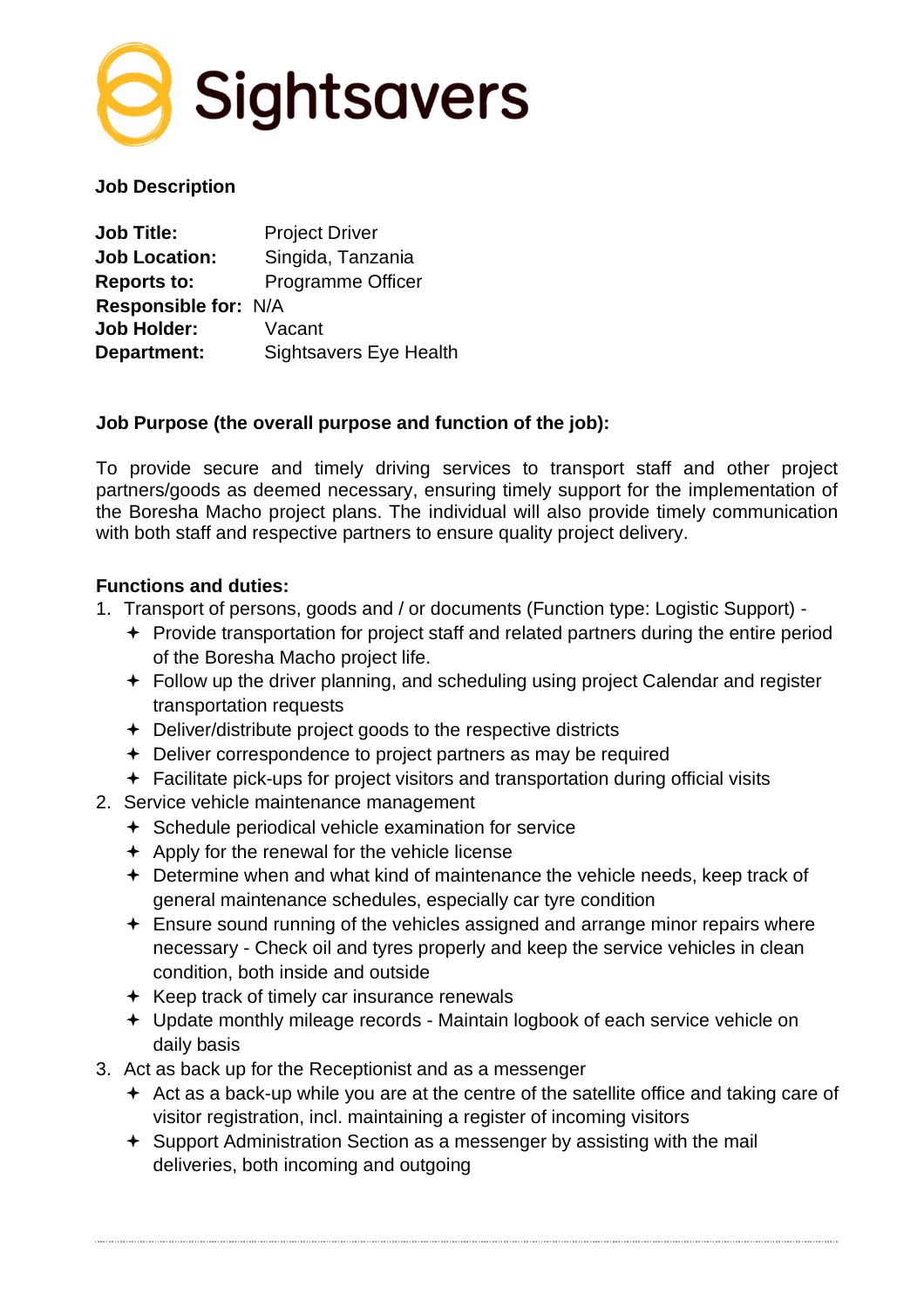Sightsavers

**Job Description**

| | |
|---|---|
| **Job Title:** | Project Driver |
| **Job Location:** | Singida, Tanzania |
| **Reports to:** | Programme Officer |
| **Responsible for:** | N/A |
| **Job Holder:** | Vacant |
| **Department:** | Sightsavers Eye Health |

**Job Purpose (the overall purpose and function of the job):**

To provide secure and timely driving services to transport staff and other project partners/goods as deemed necessary, ensuring timely support for the implementation of the Boresha Macho project plans. The individual will also provide timely communication with both staff and respective partners to ensure quality project delivery.

**Functions and duties:**

1. Transport of persons, goods and / or documents (Function type: Logistic Support) -
   - Provide transportation for project staff and related partners during the entire period of the Boresha Macho project life.
   - Follow up the driver planning, and scheduling using project Calendar and register transportation requests
   - Deliver/distribute project goods to the respective districts
   - Deliver correspondence to project partners as may be required
   - Facilitate pick-ups for project visitors and transportation during official visits
2. Service vehicle maintenance management
   - Schedule periodical vehicle examination for service
   - Apply for the renewal for the vehicle license
   - Determine when and what kind of maintenance the vehicle needs, keep track of general maintenance schedules, especially car tyre condition
   - Ensure sound running of the vehicles assigned and arrange minor repairs where necessary - Check oil and tyres properly and keep the service vehicles in clean condition, both inside and outside
   - Keep track of timely car insurance renewals
   - Update monthly mileage records - Maintain logbook of each service vehicle on daily basis
3. Act as back up for the Receptionist and as a messenger
   - Act as a back-up while you are at the centre of the satellite office and taking care of visitor registration, incl. maintaining a register of incoming visitors
   - Support Administration Section as a messenger by assisting with the mail deliveries, both incoming and outgoing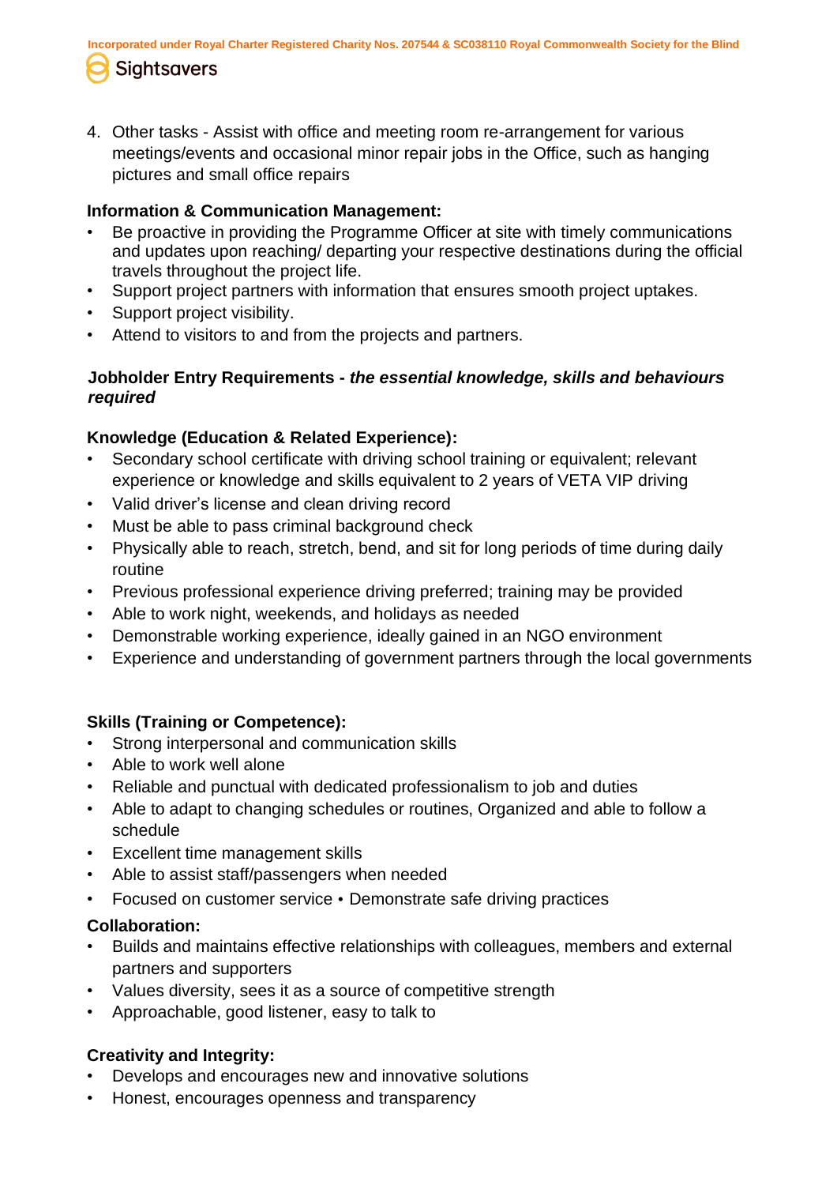4. Other tasks - Assist with office and meeting room re-arrangement for various meetings/events and occasional minor repair jobs in the Office, such as hanging pictures and small office repairs

**Information & Communication Management:**

- Be proactive in providing the Programme Officer at site with timely communications and updates upon reaching/ departing your respective destinations during the official travels throughout the project life.
- Support project partners with information that ensures smooth project uptakes.
- Support project visibility.
- Attend to visitors to and from the projects and partners.

**Jobholder Entry Requirements - *the essential knowledge, skills and behaviours required***

**Knowledge (Education & Related Experience):**

- Secondary school certificate with driving school training or equivalent; relevant experience or knowledge and skills equivalent to 2 years of VETA VIP driving
- Valid driver's license and clean driving record
- Must be able to pass criminal background check
- Physically able to reach, stretch, bend, and sit for long periods of time during daily routine
- Previous professional experience driving preferred; training may be provided
- Able to work night, weekends, and holidays as needed
- Demonstrable working experience, ideally gained in an NGO environment
- Experience and understanding of government partners through the local governments

**Skills (Training or Competence):**

- Strong interpersonal and communication skills
- Able to work well alone
- Reliable and punctual with dedicated professionalism to job and duties
- Able to adapt to changing schedules or routines, Organized and able to follow a schedule
- Excellent time management skills
- Able to assist staff/passengers when needed
- Focused on customer service • Demonstrate safe driving practices

**Collaboration:**

- Builds and maintains effective relationships with colleagues, members and external partners and supporters
- Values diversity, sees it as a source of competitive strength
- Approachable, good listener, easy to talk to

**Creativity and Integrity:**

- Develops and encourages new and innovative solutions
- Honest, encourages openness and transparency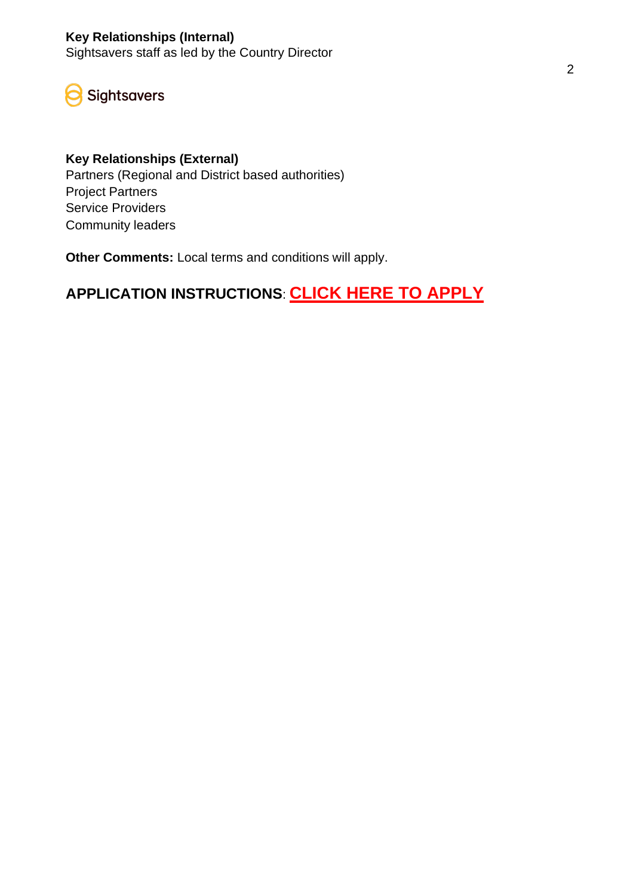**Key Relationships (Internal)**
Sightsavers staff as led by the Country Director

**Key Relationships (External)**
Partners (Regional and District based authorities)
Project Partners
Service Providers
Community leaders

**Other Comments:** Local terms and conditions will apply.

## APPLICATION INSTRUCTIONS: CLICK HERE TO APPLY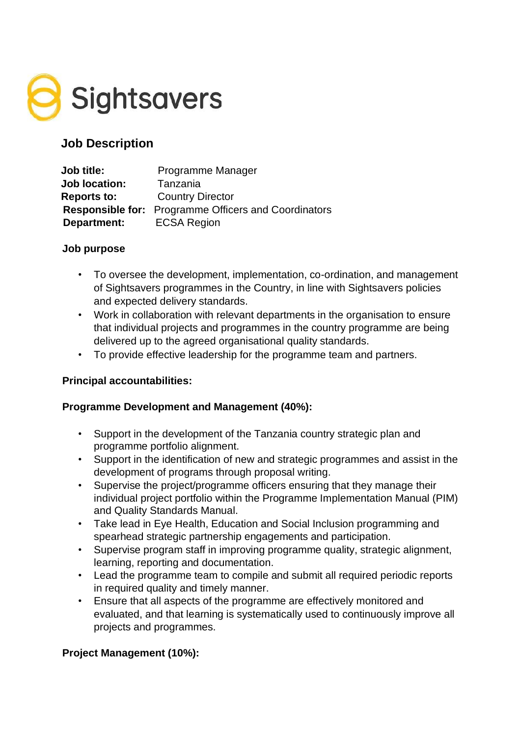Sightsavers

## Job Description

| | |
|---|---|
| **Job title:** | Programme Manager |
| **Job location:** | Tanzania |
| **Reports to:** | Country Director |
| **Responsible for:** | Programme Officers and Coordinators |
| **Department:** | ECSA Region |

### Job purpose

- To oversee the development, implementation, co-ordination, and management of Sightsavers programmes in the Country, in line with Sightsavers policies and expected delivery standards.
- Work in collaboration with relevant departments in the organisation to ensure that individual projects and programmes in the country programme are being delivered up to the agreed organisational quality standards.
- To provide effective leadership for the programme team and partners.

### Principal accountabilities:

### Programme Development and Management (40%):

- Support in the development of the Tanzania country strategic plan and programme portfolio alignment.
- Support in the identification of new and strategic programmes and assist in the development of programs through proposal writing.
- Supervise the project/programme officers ensuring that they manage their individual project portfolio within the Programme Implementation Manual (PIM) and Quality Standards Manual.
- Take lead in Eye Health, Education and Social Inclusion programming and spearhead strategic partnership engagements and participation.
- Supervise program staff in improving programme quality, strategic alignment, learning, reporting and documentation.
- Lead the programme team to compile and submit all required periodic reports in required quality and timely manner.
- Ensure that all aspects of the programme are effectively monitored and evaluated, and that learning is systematically used to continuously improve all projects and programmes.

### Project Management (10%):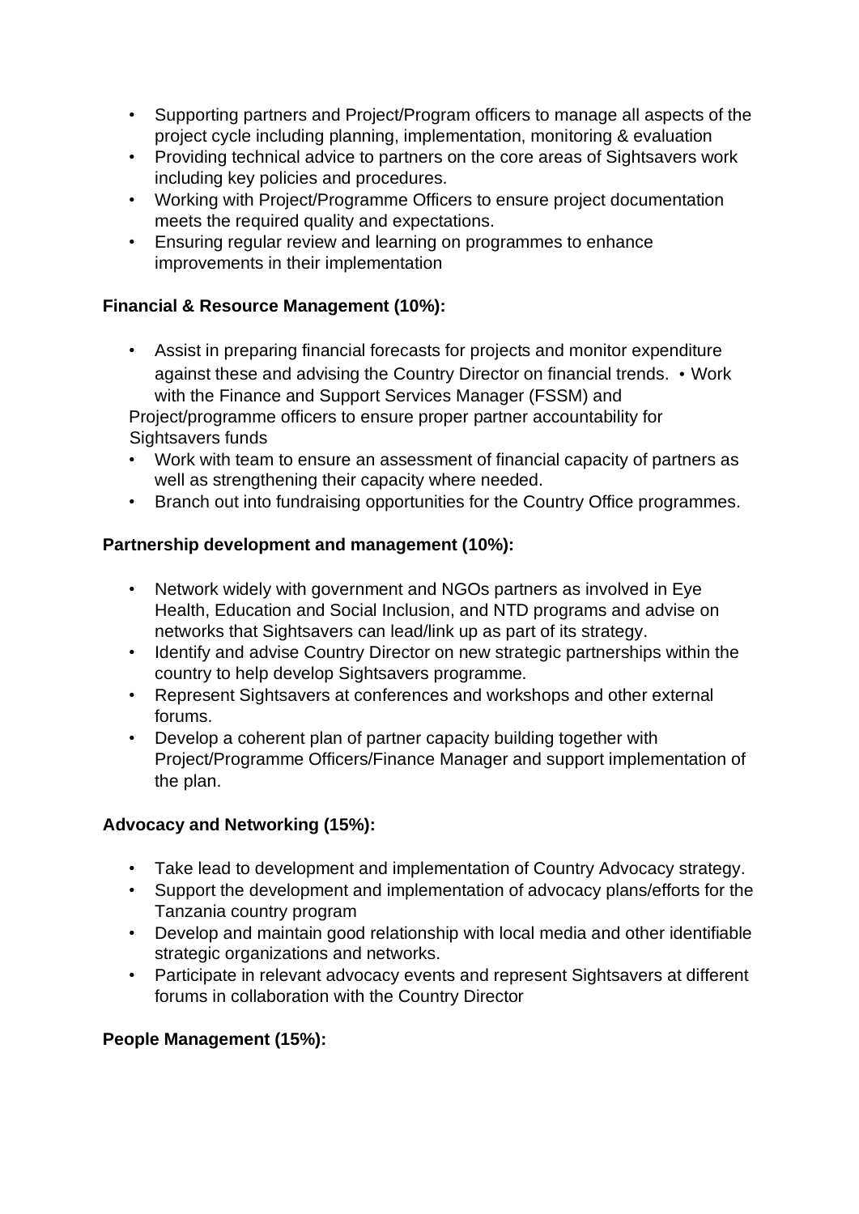- Supporting partners and Project/Program officers to manage all aspects of the project cycle including planning, implementation, monitoring & evaluation
- Providing technical advice to partners on the core areas of Sightsavers work including key policies and procedures.
- Working with Project/Programme Officers to ensure project documentation meets the required quality and expectations.
- Ensuring regular review and learning on programmes to enhance improvements in their implementation

**Financial & Resource Management (10%):**

- Assist in preparing financial forecasts for projects and monitor expenditure against these and advising the Country Director on financial trends.
- Work with the Finance and Support Services Manager (FSSM) and Project/programme officers to ensure proper partner accountability for Sightsavers funds
- Work with team to ensure an assessment of financial capacity of partners as well as strengthening their capacity where needed.
- Branch out into fundraising opportunities for the Country Office programmes.

**Partnership development and management (10%):**

- Network widely with government and NGOs partners as involved in Eye Health, Education and Social Inclusion, and NTD programs and advise on networks that Sightsavers can lead/link up as part of its strategy.
- Identify and advise Country Director on new strategic partnerships within the country to help develop Sightsavers programme.
- Represent Sightsavers at conferences and workshops and other external forums.
- Develop a coherent plan of partner capacity building together with Project/Programme Officers/Finance Manager and support implementation of the plan.

**Advocacy and Networking (15%):**

- Take lead to development and implementation of Country Advocacy strategy.
- Support the development and implementation of advocacy plans/efforts for the Tanzania country program
- Develop and maintain good relationship with local media and other identifiable strategic organizations and networks.
- Participate in relevant advocacy events and represent Sightsavers at different forums in collaboration with the Country Director

**People Management (15%):**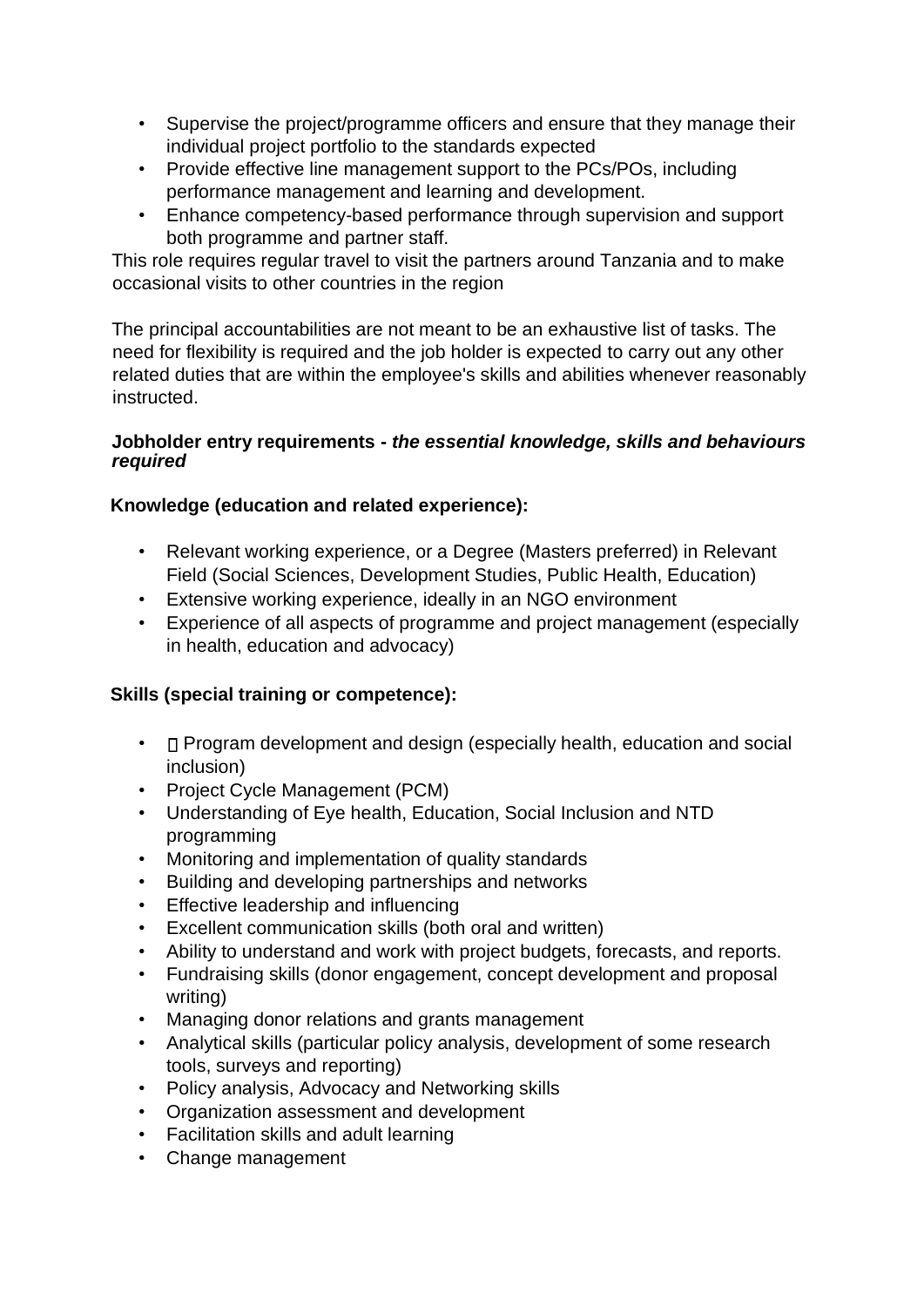- Supervise the project/programme officers and ensure that they manage their individual project portfolio to the standards expected
- Provide effective line management support to the PCs/POs, including performance management and learning and development.
- Enhance competency-based performance through supervision and support both programme and partner staff.

This role requires regular travel to visit the partners around Tanzania and to make occasional visits to other countries in the region

The principal accountabilities are not meant to be an exhaustive list of tasks. The need for flexibility is required and the job holder is expected to carry out any other related duties that are within the employee's skills and abilities whenever reasonably instructed.

**Jobholder entry requirements -** ***the essential knowledge, skills and behaviours required***

**Knowledge (education and related experience):**

- Relevant working experience, or a Degree (Masters preferred) in Relevant Field (Social Sciences, Development Studies, Public Health, Education)
- Extensive working experience, ideally in an NGO environment
- Experience of all aspects of programme and project management (especially in health, education and advocacy)

**Skills (special training or competence):**

- Program development and design (especially health, education and social inclusion)
- Project Cycle Management (PCM)
- Understanding of Eye health, Education, Social Inclusion and NTD programming
- Monitoring and implementation of quality standards
- Building and developing partnerships and networks
- Effective leadership and influencing
- Excellent communication skills (both oral and written)
- Ability to understand and work with project budgets, forecasts, and reports.
- Fundraising skills (donor engagement, concept development and proposal writing)
- Managing donor relations and grants management
- Analytical skills (particular policy analysis, development of some research tools, surveys and reporting)
- Policy analysis, Advocacy and Networking skills
- Organization assessment and development
- Facilitation skills and adult learning
- Change management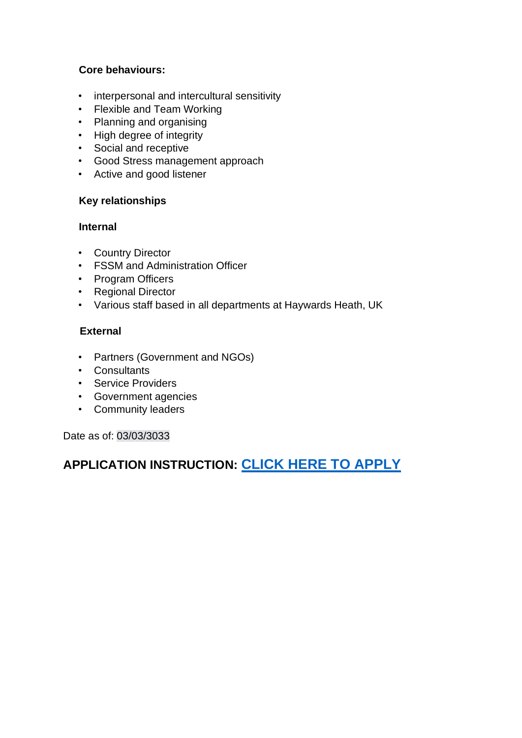**Core behaviours:**

- interpersonal and intercultural sensitivity
- Flexible and Team Working
- Planning and organising
- High degree of integrity
- Social and receptive
- Good Stress management approach
- Active and good listener

**Key relationships**

**Internal**

- Country Director
- FSSM and Administration Officer
- Program Officers
- Regional Director
- Various staff based in all departments at Haywards Heath, UK

**External**

- Partners (Government and NGOs)
- Consultants
- Service Providers
- Government agencies
- Community leaders

Date as of: 03/03/3033

**APPLICATION INSTRUCTION: CLICK HERE TO APPLY**